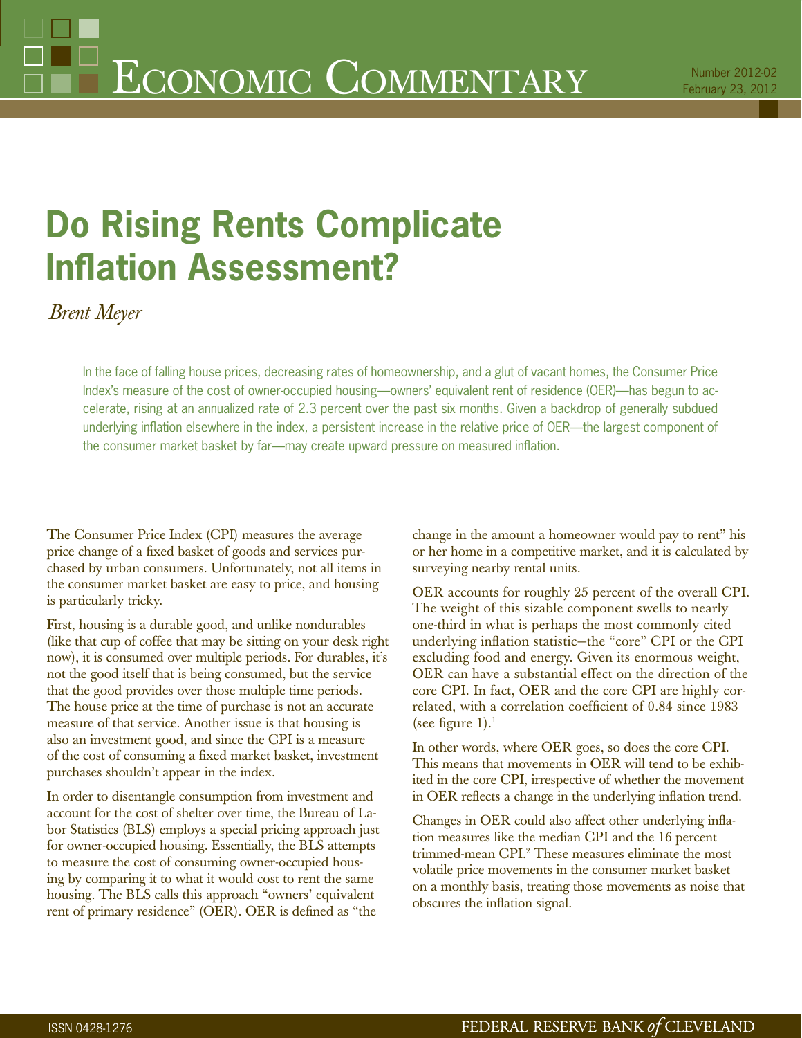# Economic Commentary

Number 2012-02
February 23, 2012

# Do Rising Rents Complicate Inflation Assessment?

*Brent Meyer*

In the face of falling house prices, decreasing rates of homeownership, and a glut of vacant homes, the Consumer Price Index's measure of the cost of owner-occupied housing—owners' equivalent rent of residence (OER)—has begun to accelerate, rising at an annualized rate of 2.3 percent over the past six months. Given a backdrop of generally subdued underlying inflation elsewhere in the index, a persistent increase in the relative price of OER—the largest component of the consumer market basket by far—may create upward pressure on measured inflation.

The Consumer Price Index (CPI) measures the average price change of a fixed basket of goods and services purchased by urban consumers. Unfortunately, not all items in the consumer market basket are easy to price, and housing is particularly tricky.

First, housing is a durable good, and unlike nondurables (like that cup of coffee that may be sitting on your desk right now), it is consumed over multiple periods. For durables, it's not the good itself that is being consumed, but the service that the good provides over those multiple time periods. The house price at the time of purchase is not an accurate measure of that service. Another issue is that housing is also an investment good, and since the CPI is a measure of the cost of consuming a fixed market basket, investment purchases shouldn't appear in the index.

In order to disentangle consumption from investment and account for the cost of shelter over time, the Bureau of Labor Statistics (BLS) employs a special pricing approach just for owner-occupied housing. Essentially, the BLS attempts to measure the cost of consuming owner-occupied housing by comparing it to what it would cost to rent the same housing. The BLS calls this approach "owners' equivalent rent of primary residence" (OER). OER is defined as "the change in the amount a homeowner would pay to rent" his or her home in a competitive market, and it is calculated by surveying nearby rental units.

OER accounts for roughly 25 percent of the overall CPI. The weight of this sizable component swells to nearly one-third in what is perhaps the most commonly cited underlying inflation statistic—the "core" CPI or the CPI excluding food and energy. Given its enormous weight, OER can have a substantial effect on the direction of the core CPI. In fact, OER and the core CPI are highly correlated, with a correlation coefficient of 0.84 since 1983 (see figure 1).[1]

In other words, where OER goes, so does the core CPI. This means that movements in OER will tend to be exhibited in the core CPI, irrespective of whether the movement in OER reflects a change in the underlying inflation trend.

Changes in OER could also affect other underlying inflation measures like the median CPI and the 16 percent trimmed-mean CPI.[2] These measures eliminate the most volatile price movements in the consumer market basket on a monthly basis, treating those movements as noise that obscures the inflation signal.

ISSN 0428-1276

FEDERAL RESERVE BANK *of* CLEVELAND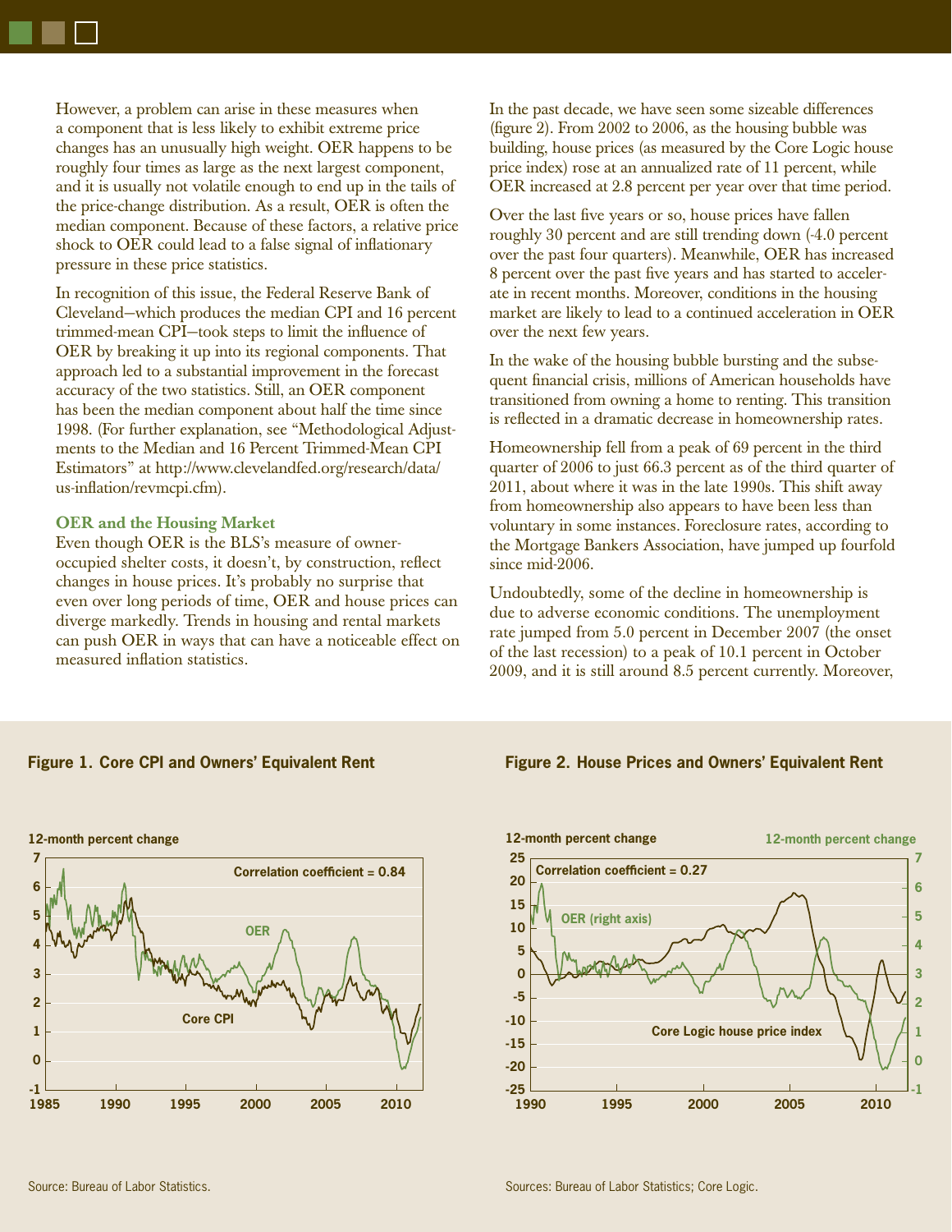However, a problem can arise in these measures when a component that is less likely to exhibit extreme price changes has an unusually high weight. OER happens to be roughly four times as large as the next largest component, and it is usually not volatile enough to end up in the tails of the price-change distribution. As a result, OER is often the median component. Because of these factors, a relative price shock to OER could lead to a false signal of inflationary pressure in these price statistics.

In recognition of this issue, the Federal Reserve Bank of Cleveland—which produces the median CPI and 16 percent trimmed-mean CPI—took steps to limit the influence of OER by breaking it up into its regional components. That approach led to a substantial improvement in the forecast accuracy of the two statistics. Still, an OER component has been the median component about half the time since 1998. (For further explanation, see "Methodological Adjustments to the Median and 16 Percent Trimmed-Mean CPI Estimators" at http://www.clevelandfed.org/research/data/us-inflation/revmcpi.cfm).

### OER and the Housing Market

Even though OER is the BLS's measure of owner-occupied shelter costs, it doesn't, by construction, reflect changes in house prices. It's probably no surprise that even over long periods of time, OER and house prices can diverge markedly. Trends in housing and rental markets can push OER in ways that can have a noticeable effect on measured inflation statistics.

In the past decade, we have seen some sizeable differences (figure 2). From 2002 to 2006, as the housing bubble was building, house prices (as measured by the Core Logic house price index) rose at an annualized rate of 11 percent, while OER increased at 2.8 percent per year over that time period.

Over the last five years or so, house prices have fallen roughly 30 percent and are still trending down (-4.0 percent over the past four quarters). Meanwhile, OER has increased 8 percent over the past five years and has started to accelerate in recent months. Moreover, conditions in the housing market are likely to lead to a continued acceleration in OER over the next few years.

In the wake of the housing bubble bursting and the subsequent financial crisis, millions of American households have transitioned from owning a home to renting. This transition is reflected in a dramatic decrease in homeownership rates.

Homeownership fell from a peak of 69 percent in the third quarter of 2006 to just 66.3 percent as of the third quarter of 2011, about where it was in the late 1990s. This shift away from homeownership also appears to have been less than voluntary in some instances. Foreclosure rates, according to the Mortgage Bankers Association, have jumped up fourfold since mid-2006.

Undoubtedly, some of the decline in homeownership is due to adverse economic conditions. The unemployment rate jumped from 5.0 percent in December 2007 (the onset of the last recession) to a peak of 10.1 percent in October 2009, and it is still around 8.5 percent currently. Moreover,

**Figure 1. Core CPI and Owners' Equivalent Rent**

12-month percent change. Correlation coefficient = 0.84. Series: OER; Core CPI.

Source: Bureau of Labor Statistics.

**Figure 2. House Prices and Owners' Equivalent Rent**

12-month percent change (left axis); 12-month percent change (right axis). Correlation coefficient = 0.27. Series: OER (right axis); Core Logic house price index.

Sources: Bureau of Labor Statistics; Core Logic.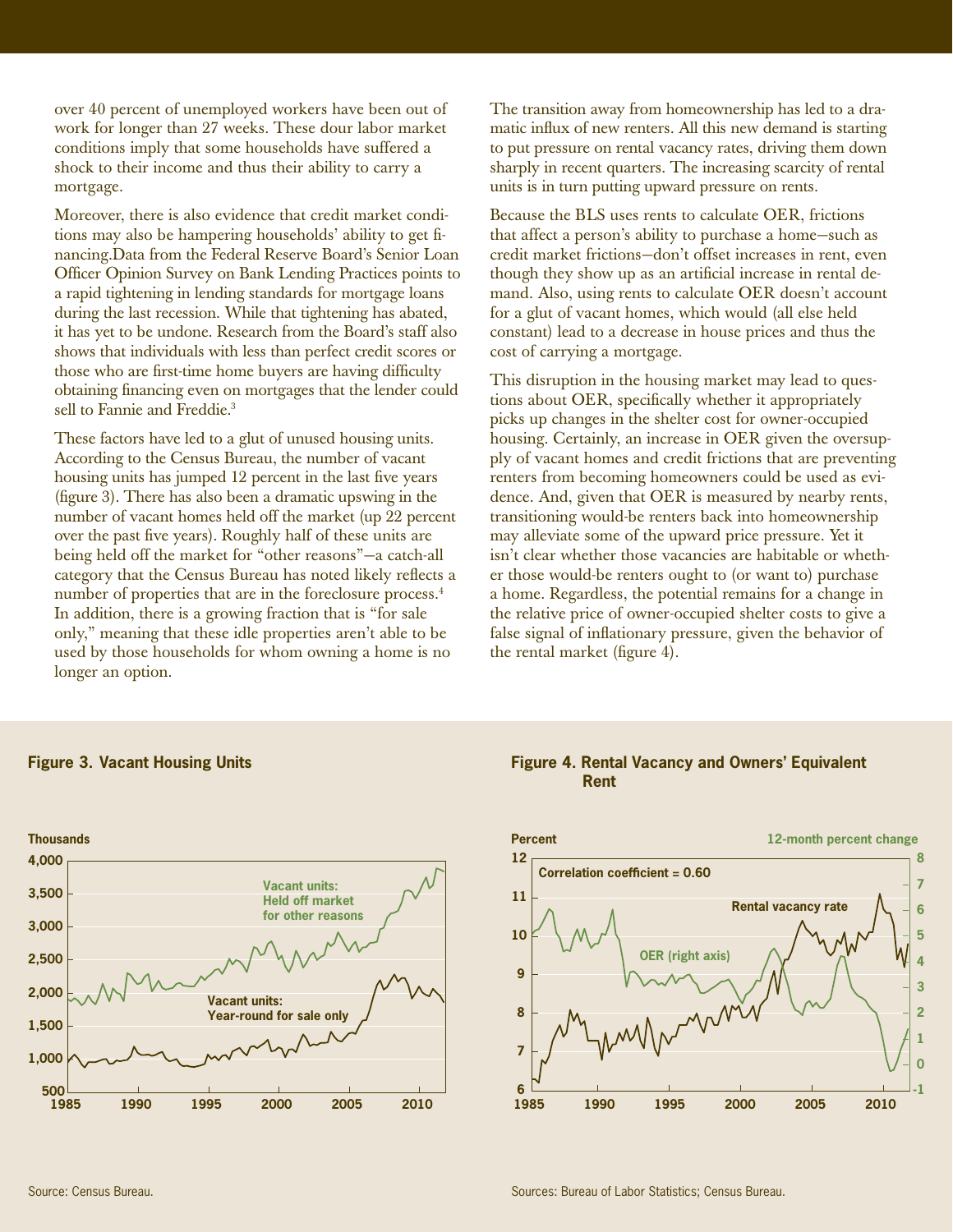over 40 percent of unemployed workers have been out of work for longer than 27 weeks. These dour labor market conditions imply that some households have suffered a shock to their income and thus their ability to carry a mortgage.

Moreover, there is also evidence that credit market conditions may also be hampering households' ability to get financing.Data from the Federal Reserve Board's Senior Loan Officer Opinion Survey on Bank Lending Practices points to a rapid tightening in lending standards for mortgage loans during the last recession. While that tightening has abated, it has yet to be undone. Research from the Board's staff also shows that individuals with less than perfect credit scores or those who are first-time home buyers are having difficulty obtaining financing even on mortgages that the lender could sell to Fannie and Freddie.[3]

These factors have led to a glut of unused housing units. According to the Census Bureau, the number of vacant housing units has jumped 12 percent in the last five years (figure 3). There has also been a dramatic upswing in the number of vacant homes held off the market (up 22 percent over the past five years). Roughly half of these units are being held off the market for "other reasons"—a catch-all category that the Census Bureau has noted likely reflects a number of properties that are in the foreclosure process.[4] In addition, there is a growing fraction that is "for sale only," meaning that these idle properties aren't able to be used by those households for whom owning a home is no longer an option.

The transition away from homeownership has led to a dramatic influx of new renters. All this new demand is starting to put pressure on rental vacancy rates, driving them down sharply in recent quarters. The increasing scarcity of rental units is in turn putting upward pressure on rents.

Because the BLS uses rents to calculate OER, frictions that affect a person's ability to purchase a home—such as credit market frictions—don't offset increases in rent, even though they show up as an artificial increase in rental demand. Also, using rents to calculate OER doesn't account for a glut of vacant homes, which would (all else held constant) lead to a decrease in house prices and thus the cost of carrying a mortgage.

This disruption in the housing market may lead to questions about OER, specifically whether it appropriately picks up changes in the shelter cost for owner-occupied housing. Certainly, an increase in OER given the oversupply of vacant homes and credit frictions that are preventing renters from becoming homeowners could be used as evidence. And, given that OER is measured by nearby rents, transitioning would-be renters back into homeownership may alleviate some of the upward price pressure. Yet it isn't clear whether those vacancies are habitable or whether those would-be renters ought to (or want to) purchase a home. Regardless, the potential remains for a change in the relative price of owner-occupied shelter costs to give a false signal of inflationary pressure, given the behavior of the rental market (figure 4).

**Figure 3. Vacant Housing Units**

Source: Census Bureau.

**Figure 4. Rental Vacancy and Owners' Equivalent Rent**

Sources: Bureau of Labor Statistics; Census Bureau.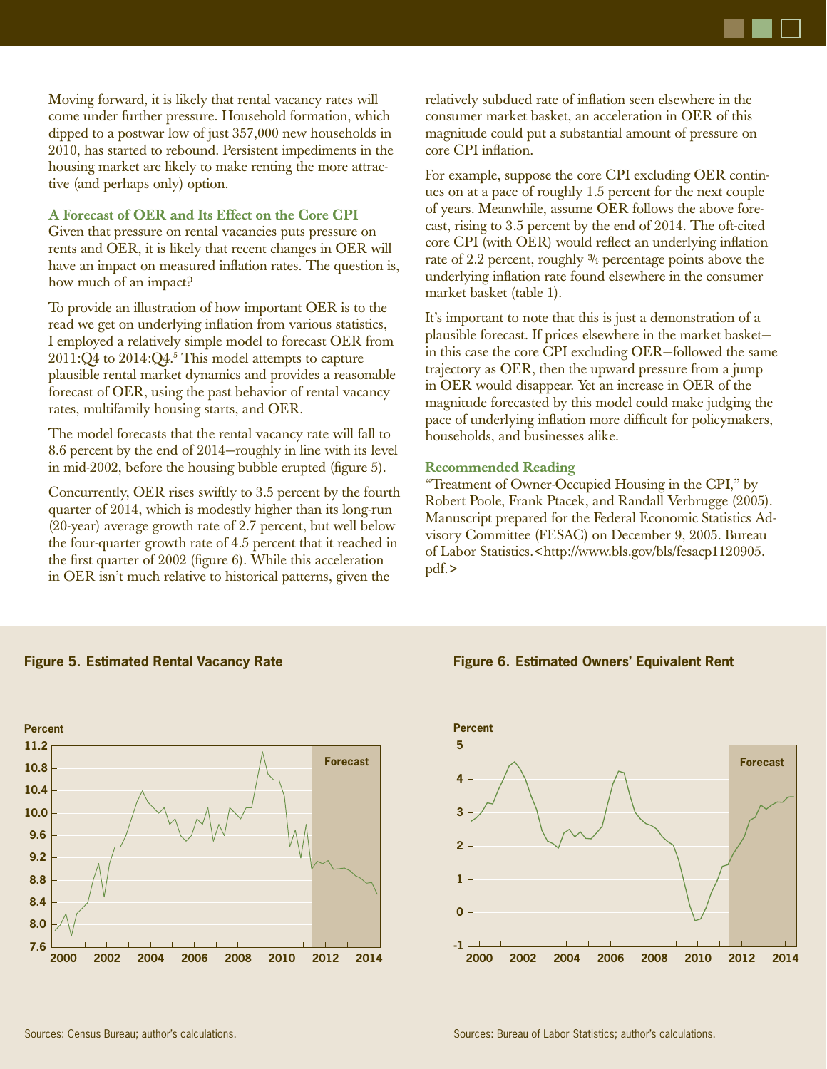Moving forward, it is likely that rental vacancy rates will come under further pressure. Household formation, which dipped to a postwar low of just 357,000 new households in 2010, has started to rebound. Persistent impediments in the housing market are likely to make renting the more attractive (and perhaps only) option.

### A Forecast of OER and Its Effect on the Core CPI

Given that pressure on rental vacancies puts pressure on rents and OER, it is likely that recent changes in OER will have an impact on measured inflation rates. The question is, how much of an impact?

To provide an illustration of how important OER is to the read we get on underlying inflation from various statistics, I employed a relatively simple model to forecast OER from 2011:Q4 to 2014:Q4.[5] This model attempts to capture plausible rental market dynamics and provides a reasonable forecast of OER, using the past behavior of rental vacancy rates, multifamily housing starts, and OER.

The model forecasts that the rental vacancy rate will fall to 8.6 percent by the end of 2014—roughly in line with its level in mid-2002, before the housing bubble erupted (figure 5).

Concurrently, OER rises swiftly to 3.5 percent by the fourth quarter of 2014, which is modestly higher than its long-run (20-year) average growth rate of 2.7 percent, but well below the four-quarter growth rate of 4.5 percent that it reached in the first quarter of 2002 (figure 6). While this acceleration in OER isn't much relative to historical patterns, given the relatively subdued rate of inflation seen elsewhere in the consumer market basket, an acceleration in OER of this magnitude could put a substantial amount of pressure on core CPI inflation.

For example, suppose the core CPI excluding OER continues on at a pace of roughly 1.5 percent for the next couple of years. Meanwhile, assume OER follows the above forecast, rising to 3.5 percent by the end of 2014. The oft-cited core CPI (with OER) would reflect an underlying inflation rate of 2.2 percent, roughly ¾ percentage points above the underlying inflation rate found elsewhere in the consumer market basket (table 1).

It's important to note that this is just a demonstration of a plausible forecast. If prices elsewhere in the market basket—in this case the core CPI excluding OER—followed the same trajectory as OER, then the upward pressure from a jump in OER would disappear. Yet an increase in OER of the magnitude forecasted by this model could make judging the pace of underlying inflation more difficult for policymakers, households, and businesses alike.

### Recommended Reading

"Treatment of Owner-Occupied Housing in the CPI," by Robert Poole, Frank Ptacek, and Randall Verbrugge (2005). Manuscript prepared for the Federal Economic Statistics Advisory Committee (FESAC) on December 9, 2005. Bureau of Labor Statistics.<http://www.bls.gov/bls/fesacp1120905.pdf.>

**Figure 5. Estimated Rental Vacancy Rate**

Sources: Census Bureau; author's calculations.

**Figure 6. Estimated Owners' Equivalent Rent**

Sources: Bureau of Labor Statistics; author's calculations.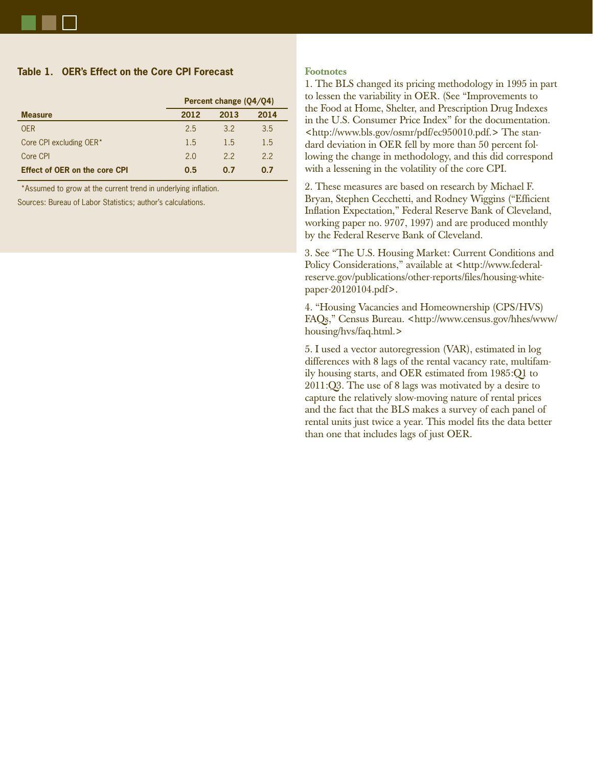**Table 1. OER's Effect on the Core CPI Forecast**

| | Percent change (Q4/Q4) | | |
|---|---|---|---|
| **Measure** | **2012** | **2013** | **2014** |
| OER | 2.5 | 3.2 | 3.5 |
| Core CPI excluding OER* | 1.5 | 1.5 | 1.5 |
| Core CPI | 2.0 | 2.2 | 2.2 |
| **Effect of OER on the core CPI** | **0.5** | **0.7** | **0.7** |

*Assumed to grow at the current trend in underlying inflation.

Sources: Bureau of Labor Statistics; author's calculations.

## Footnotes

1. The BLS changed its pricing methodology in 1995 in part to lessen the variability in OER. (See "Improvements to the Food at Home, Shelter, and Prescription Drug Indexes in the U.S. Consumer Price Index" for the documentation. <http://www.bls.gov/osmr/pdf/ec950010.pdf.> The standard deviation in OER fell by more than 50 percent following the change in methodology, and this did correspond with a lessening in the volatility of the core CPI.

2. These measures are based on research by Michael F. Bryan, Stephen Cecchetti, and Rodney Wiggins ("Efficient Inflation Expectation," Federal Reserve Bank of Cleveland, working paper no. 9707, 1997) and are produced monthly by the Federal Reserve Bank of Cleveland.

3. See "The U.S. Housing Market: Current Conditions and Policy Considerations," available at <http://www.federalreserve.gov/publications/other-reports/files/housing-white-paper-20120104.pdf>.

4. "Housing Vacancies and Homeownership (CPS/HVS) FAQs," Census Bureau. <http://www.census.gov/hhes/www/housing/hvs/faq.html.>

5. I used a vector autoregression (VAR), estimated in log differences with 8 lags of the rental vacancy rate, multifamily housing starts, and OER estimated from 1985:Q1 to 2011:Q3. The use of 8 lags was motivated by a desire to capture the relatively slow-moving nature of rental prices and the fact that the BLS makes a survey of each panel of rental units just twice a year. This model fits the data better than one that includes lags of just OER.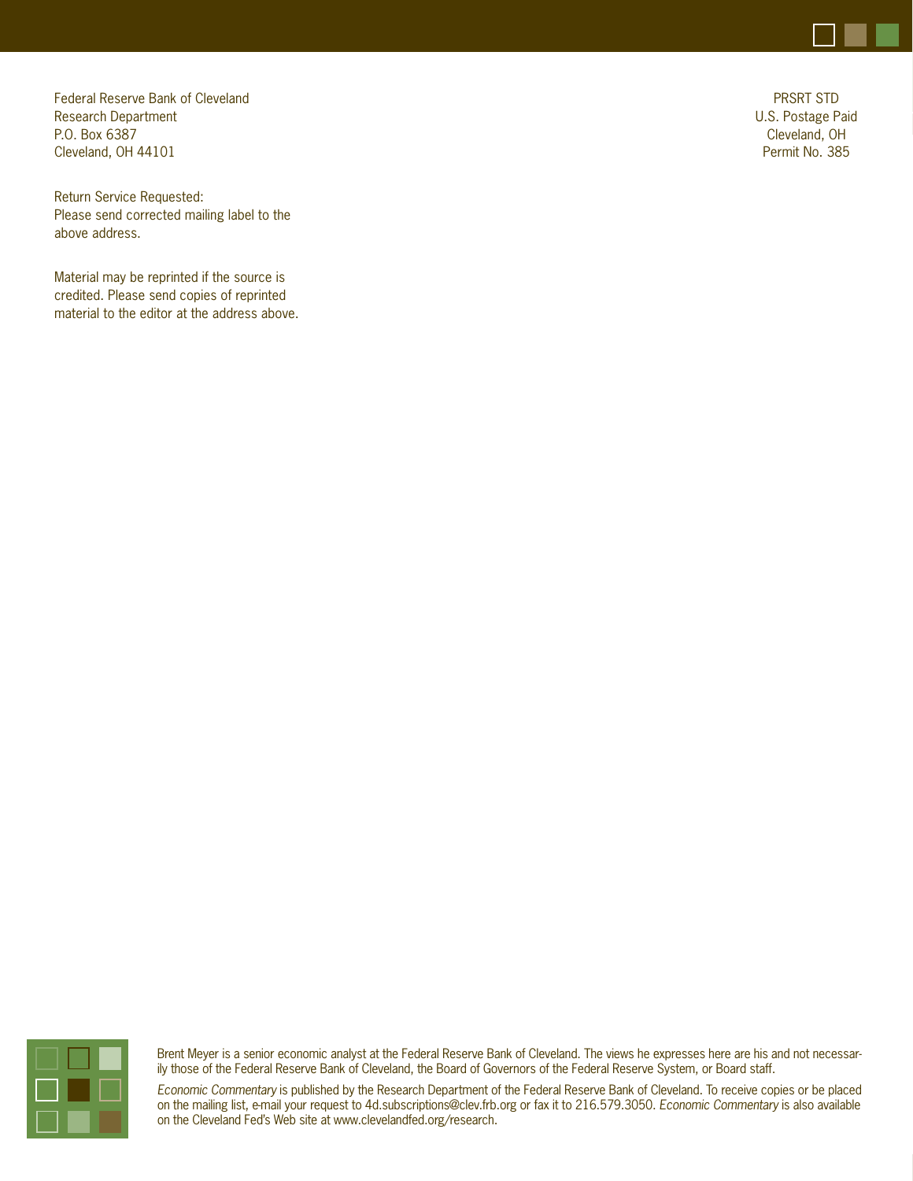Federal Reserve Bank of Cleveland
Research Department
P.O. Box 6387
Cleveland, OH 44101

PRSRT STD
U.S. Postage Paid
Cleveland, OH
Permit No. 385

Return Service Requested:
Please send corrected mailing label to the above address.

Material may be reprinted if the source is credited. Please send copies of reprinted material to the editor at the address above.

Brent Meyer is a senior economic analyst at the Federal Reserve Bank of Cleveland. The views he expresses here are his and not necessarily those of the Federal Reserve Bank of Cleveland, the Board of Governors of the Federal Reserve System, or Board staff.

*Economic Commentary* is published by the Research Department of the Federal Reserve Bank of Cleveland. To receive copies or be placed on the mailing list, e-mail your request to 4d.subscriptions@clev.frb.org or fax it to 216.579.3050. *Economic Commentary* is also available on the Cleveland Fed's Web site at www.clevelandfed.org/research.